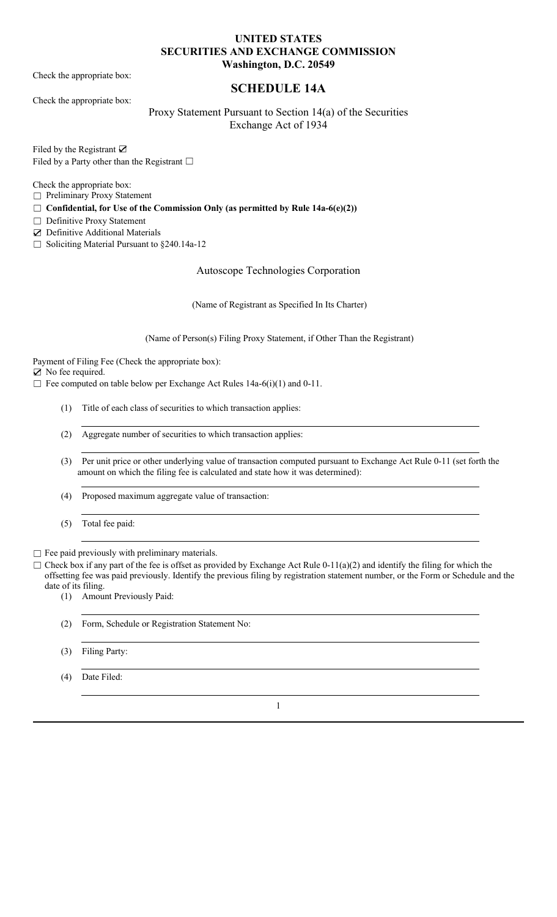**UNITED STATES**
**SECURITIES AND EXCHANGE COMMISSION**
**Washington, D.C. 20549**

Check the appropriate box:

## SCHEDULE 14A

Check the appropriate box:

Proxy Statement Pursuant to Section 14(a) of the Securities Exchange Act of 1934

Filed by the Registrant ☑
Filed by a Party other than the Registrant ☐

Check the appropriate box:
☐ Preliminary Proxy Statement
☐ **Confidential, for Use of the Commission Only (as permitted by Rule 14a-6(e)(2))**
☐ Definitive Proxy Statement
☑ Definitive Additional Materials
☐ Soliciting Material Pursuant to §240.14a-12

Autoscope Technologies Corporation

(Name of Registrant as Specified In Its Charter)

(Name of Person(s) Filing Proxy Statement, if Other Than the Registrant)

Payment of Filing Fee (Check the appropriate box):
☑ No fee required.
☐ Fee computed on table below per Exchange Act Rules 14a-6(i)(1) and 0-11.

(1) Title of each class of securities to which transaction applies:

(2) Aggregate number of securities to which transaction applies:

(3) Per unit price or other underlying value of transaction computed pursuant to Exchange Act Rule 0-11 (set forth the amount on which the filing fee is calculated and state how it was determined):

(4) Proposed maximum aggregate value of transaction:

(5) Total fee paid:

☐ Fee paid previously with preliminary materials.
☐ Check box if any part of the fee is offset as provided by Exchange Act Rule 0-11(a)(2) and identify the filing for which the offsetting fee was paid previously. Identify the previous filing by registration statement number, or the Form or Schedule and the date of its filing.

(1) Amount Previously Paid:

(2) Form, Schedule or Registration Statement No:

(3) Filing Party:

(4) Date Filed: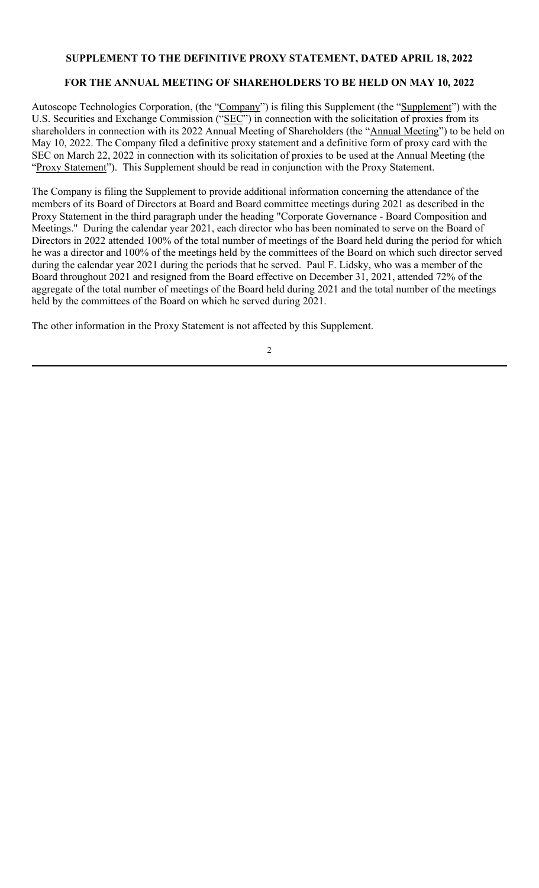**SUPPLEMENT TO THE DEFINITIVE PROXY STATEMENT, DATED APRIL 18, 2022**

**FOR THE ANNUAL MEETING OF SHAREHOLDERS TO BE HELD ON MAY 10, 2022**

Autoscope Technologies Corporation, (the "Company") is filing this Supplement (the "Supplement") with the U.S. Securities and Exchange Commission ("SEC") in connection with the solicitation of proxies from its shareholders in connection with its 2022 Annual Meeting of Shareholders (the "Annual Meeting") to be held on May 10, 2022. The Company filed a definitive proxy statement and a definitive form of proxy card with the SEC on March 22, 2022 in connection with its solicitation of proxies to be used at the Annual Meeting (the "Proxy Statement"). This Supplement should be read in conjunction with the Proxy Statement.

The Company is filing the Supplement to provide additional information concerning the attendance of the members of its Board of Directors at Board and Board committee meetings during 2021 as described in the Proxy Statement in the third paragraph under the heading "Corporate Governance - Board Composition and Meetings." During the calendar year 2021, each director who has been nominated to serve on the Board of Directors in 2022 attended 100% of the total number of meetings of the Board held during the period for which he was a director and 100% of the meetings held by the committees of the Board on which such director served during the calendar year 2021 during the periods that he served. Paul F. Lidsky, who was a member of the Board throughout 2021 and resigned from the Board effective on December 31, 2021, attended 72% of the aggregate of the total number of meetings of the Board held during 2021 and the total number of the meetings held by the committees of the Board on which he served during 2021.

The other information in the Proxy Statement is not affected by this Supplement.